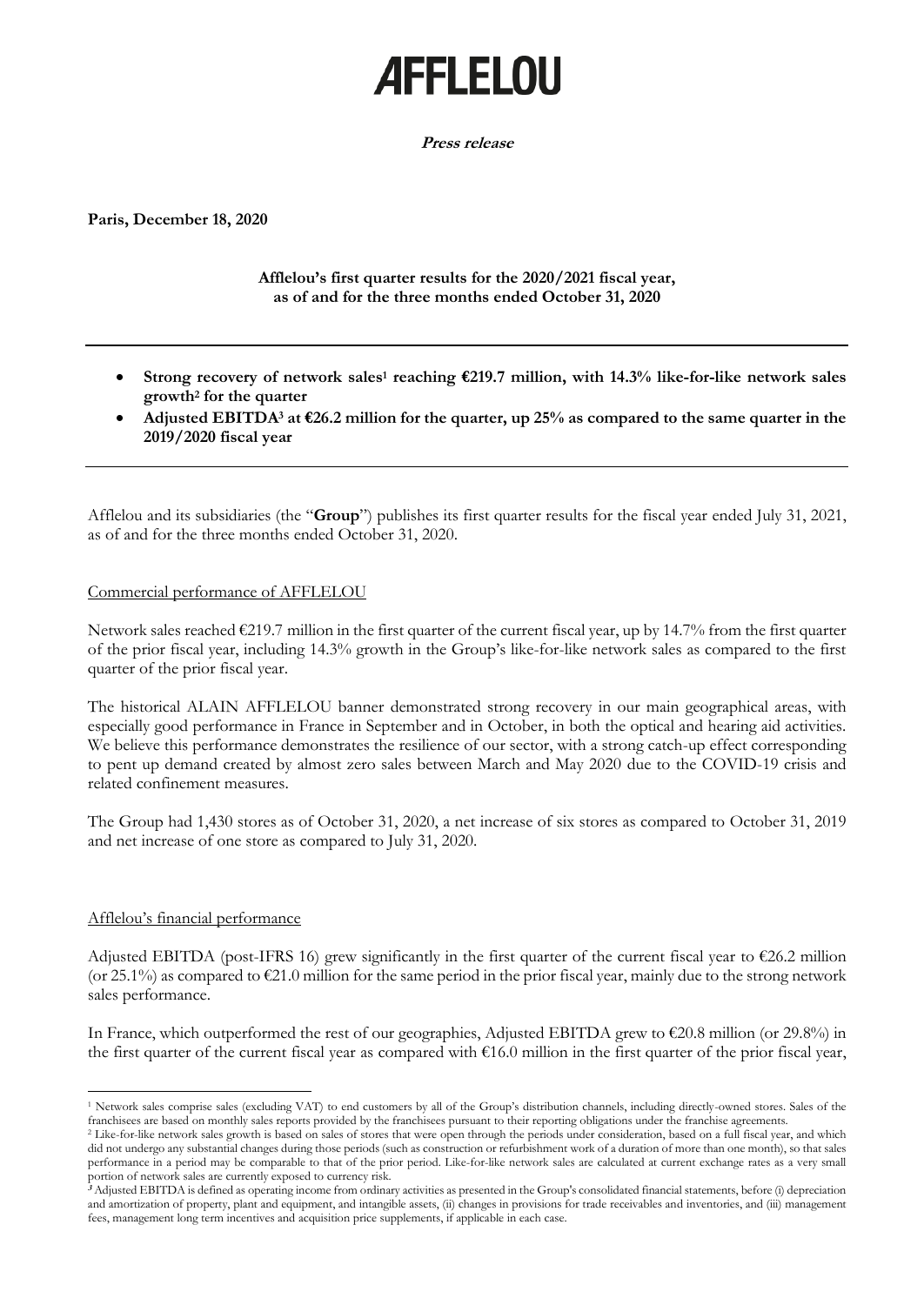# AFFLELOU

**Press release**

**Paris, December 18, 2020**

**Afflelou's first quarter results for the 2020/2021 fiscal year, as of and for the three months ended October 31, 2020**

---

- **Strong recovery of network sales[1] reaching €219.7 million, with 14.3% like-for-like network sales growth[2] for the quarter**
- **Adjusted EBITDA[3] at €26.2 million for the quarter, up 25% as compared to the same quarter in the 2019/2020 fiscal year**

---

Afflelou and its subsidiaries (the "**Group**") publishes its first quarter results for the fiscal year ended July 31, 2021, as of and for the three months ended October 31, 2020.

## Commercial performance of AFFLELOU

Network sales reached €219.7 million in the first quarter of the current fiscal year, up by 14.7% from the first quarter of the prior fiscal year, including 14.3% growth in the Group's like-for-like network sales as compared to the first quarter of the prior fiscal year.

The historical ALAIN AFFLELOU banner demonstrated strong recovery in our main geographical areas, with especially good performance in France in September and in October, in both the optical and hearing aid activities. We believe this performance demonstrates the resilience of our sector, with a strong catch-up effect corresponding to pent up demand created by almost zero sales between March and May 2020 due to the COVID-19 crisis and related confinement measures.

The Group had 1,430 stores as of October 31, 2020, a net increase of six stores as compared to October 31, 2019 and net increase of one store as compared to July 31, 2020.

## Afflelou's financial performance

Adjusted EBITDA (post-IFRS 16) grew significantly in the first quarter of the current fiscal year to €26.2 million (or 25.1%) as compared to €21.0 million for the same period in the prior fiscal year, mainly due to the strong network sales performance.

In France, which outperformed the rest of our geographies, Adjusted EBITDA grew to €20.8 million (or 29.8%) in the first quarter of the current fiscal year as compared with €16.0 million in the first quarter of the prior fiscal year,

---

[1] Network sales comprise sales (excluding VAT) to end customers by all of the Group's distribution channels, including directly-owned stores. Sales of the franchisees are based on monthly sales reports provided by the franchisees pursuant to their reporting obligations under the franchise agreements.

[2] Like-for-like network sales growth is based on sales of stores that were open through the periods under consideration, based on a full fiscal year, and which did not undergo any substantial changes during those periods (such as construction or refurbishment work of a duration of more than one month), so that sales performance in a period may be comparable to that of the prior period. Like-for-like network sales are calculated at current exchange rates as a very small portion of network sales are currently exposed to currency risk.

[3] Adjusted EBITDA is defined as operating income from ordinary activities as presented in the Group's consolidated financial statements, before (i) depreciation and amortization of property, plant and equipment, and intangible assets, (ii) changes in provisions for trade receivables and inventories, and (iii) management fees, management long term incentives and acquisition price supplements, if applicable in each case.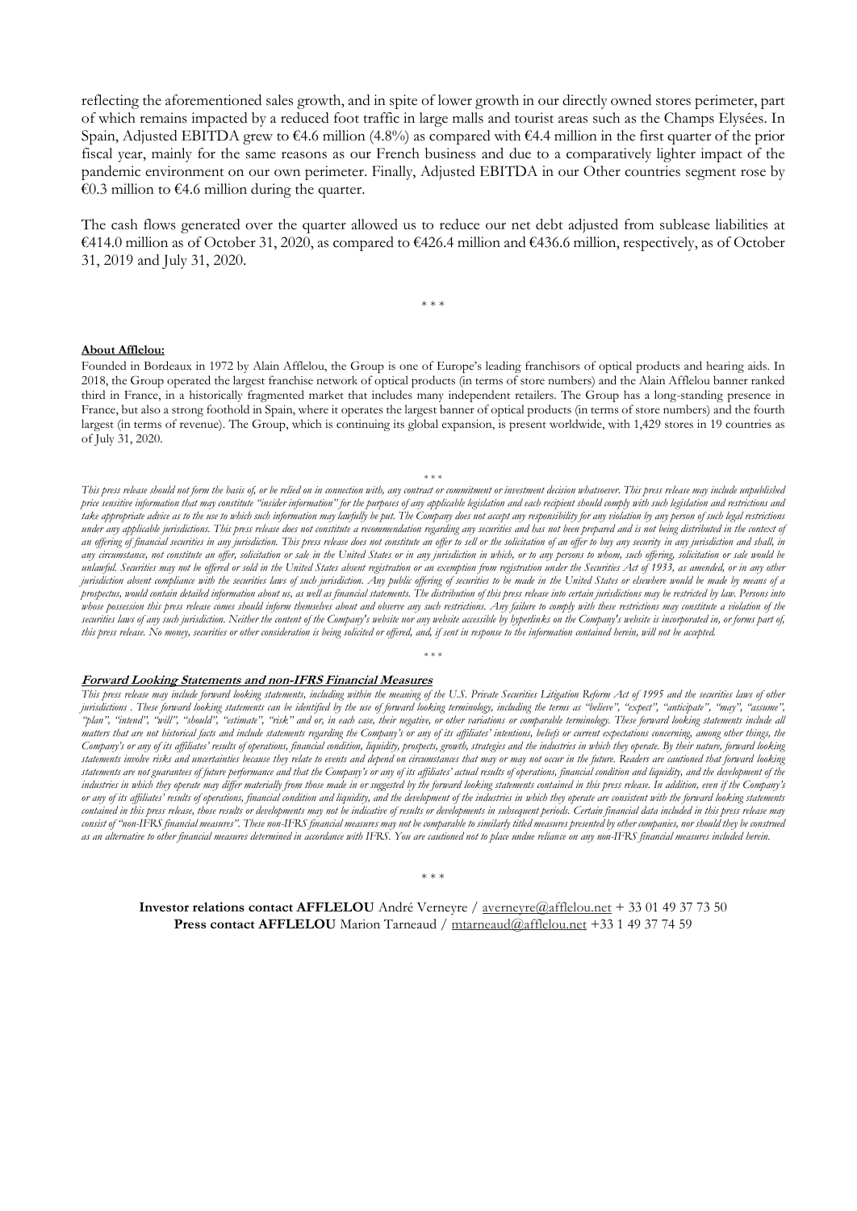reflecting the aforementioned sales growth, and in spite of lower growth in our directly owned stores perimeter, part of which remains impacted by a reduced foot traffic in large malls and tourist areas such as the Champs Elysées. In Spain, Adjusted EBITDA grew to €4.6 million (4.8%) as compared with €4.4 million in the first quarter of the prior fiscal year, mainly for the same reasons as our French business and due to a comparatively lighter impact of the pandemic environment on our own perimeter. Finally, Adjusted EBITDA in our Other countries segment rose by €0.3 million to €4.6 million during the quarter.

The cash flows generated over the quarter allowed us to reduce our net debt adjusted from sublease liabilities at €414.0 million as of October 31, 2020, as compared to €426.4 million and €436.6 million, respectively, as of October 31, 2019 and July 31, 2020.

\* \* \*

**About Afflelou:**

Founded in Bordeaux in 1972 by Alain Afflelou, the Group is one of Europe's leading franchisors of optical products and hearing aids. In 2018, the Group operated the largest franchise network of optical products (in terms of store numbers) and the Alain Afflelou banner ranked third in France, in a historically fragmented market that includes many independent retailers. The Group has a long-standing presence in France, but also a strong foothold in Spain, where it operates the largest banner of optical products (in terms of store numbers) and the fourth largest (in terms of revenue). The Group, which is continuing its global expansion, is present worldwide, with 1,429 stores in 19 countries as of July 31, 2020.

\* \* \*

*This press release should not form the basis of, or be relied on in connection with, any contract or commitment or investment decision whatsoever. This press release may include unpublished price sensitive information that may constitute "insider information" for the purposes of any applicable legislation and each recipient should comply with such legislation and restrictions and take appropriate advice as to the use to which such information may lawfully be put. The Company does not accept any responsibility for any violation by any person of such legal restrictions under any applicable jurisdictions. This press release does not constitute a recommendation regarding any securities and has not been prepared and is not being distributed in the context of an offering of financial securities in any jurisdiction. This press release does not constitute an offer to sell or the solicitation of an offer to buy any security in any jurisdiction and shall, in any circumstance, not constitute an offer, solicitation or sale in the United States or in any jurisdiction in which, or to any persons to whom, such offering, solicitation or sale would be unlawful. Securities may not be offered or sold in the United States absent registration or an exemption from registration under the Securities Act of 1933, as amended, or in any other jurisdiction absent compliance with the securities laws of such jurisdiction. Any public offering of securities to be made in the United States or elsewhere would be made by means of a prospectus, would contain detailed information about us, as well as financial statements. The distribution of this press release into certain jurisdictions may be restricted by law. Persons into whose possession this press release comes should inform themselves about and observe any such restrictions. Any failure to comply with these restrictions may constitute a violation of the securities laws of any such jurisdiction. Neither the content of the Company's website nor any website accessible by hyperlinks on the Company's website is incorporated in, or forms part of, this press release. No money, securities or other consideration is being solicited or offered, and, if sent in response to the information contained herein, will not be accepted.*

\* \* \*

***Forward Looking Statements and non-IFRS Financial Measures***

*This press release may include forward looking statements, including within the meaning of the U.S. Private Securities Litigation Reform Act of 1995 and the securities laws of other jurisdictions . These forward looking statements can be identified by the use of forward looking terminology, including the terms as "believe", "expect", "anticipate", "may", "assume", "plan", "intend", "will", "should", "estimate", "risk" and or, in each case, their negative, or other variations or comparable terminology. These forward looking statements include all matters that are not historical facts and include statements regarding the Company's or any of its affiliates' intentions, beliefs or current expectations concerning, among other things, the Company's or any of its affiliates' results of operations, financial condition, liquidity, prospects, growth, strategies and the industries in which they operate. By their nature, forward looking statements involve risks and uncertainties because they relate to events and depend on circumstances that may or may not occur in the future. Readers are cautioned that forward looking statements are not guarantees of future performance and that the Company's or any of its affiliates' actual results of operations, financial condition and liquidity, and the development of the industries in which they operate may differ materially from those made in or suggested by the forward looking statements contained in this press release. In addition, even if the Company's or any of its affiliates' results of operations, financial condition and liquidity, and the development of the industries in which they operate are consistent with the forward looking statements contained in this press release, those results or developments may not be indicative of results or developments in subsequent periods. Certain financial data included in this press release may consist of "non-IFRS financial measures". These non-IFRS financial measures may not be comparable to similarly titled measures presented by other companies, nor should they be construed as an alternative to other financial measures determined in accordance with IFRS. You are cautioned not to place undue reliance on any non-IFRS financial measures included herein.*

\* \* \*

**Investor relations contact AFFLELOU** André Verneyre / averneyre@afflelou.net + 33 01 49 37 73 50
**Press contact AFFLELOU** Marion Tarneaud / mtarneaud@afflelou.net +33 1 49 37 74 59